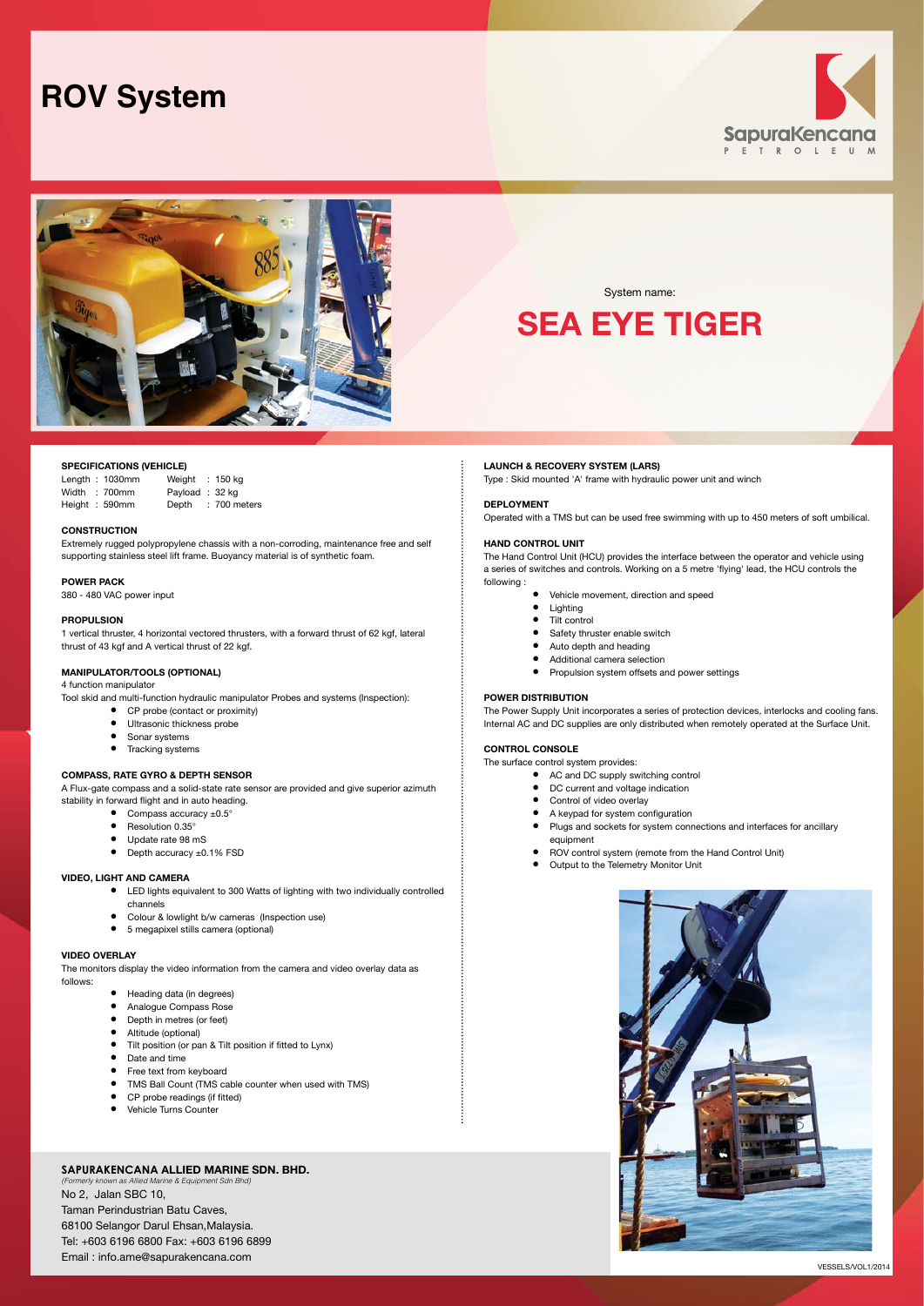# ROV System

SapuraKencana PETROLEUM

System name:

## SEA EYE TIGER

### SPECIFICATIONS (VEHICLE)

| | | | |
|---|---|---|---|
| Length | : 1030mm | Weight | : 150 kg |
| Width | : 700mm | Payload | : 32 kg |
| Height | : 590mm | Depth | : 700 meters |

### CONSTRUCTION

Extremely rugged polypropylene chassis with a non-corroding, maintenance free and self supporting stainless steel lift frame. Buoyancy material is of synthetic foam.

### POWER PACK

380 - 480 VAC power input

### PROPULSION

1 vertical thruster, 4 horizontal vectored thrusters, with a forward thrust of 62 kgf, lateral thrust of 43 kgf and A vertical thrust of 22 kgf.

### MANIPULATOR/TOOLS (OPTIONAL)

4 function manipulator

Tool skid and multi-function hydraulic manipulator Probes and systems (Inspection):

- CP probe (contact or proximity)
- Ultrasonic thickness probe
- Sonar systems
- Tracking systems

### COMPASS, RATE GYRO & DEPTH SENSOR

A Flux-gate compass and a solid-state rate sensor are provided and give superior azimuth stability in forward flight and in auto heading.

- Compass accuracy ±0.5°
- Resolution 0.35°
- Update rate 98 mS
- Depth accuracy ±0.1% FSD

### VIDEO, LIGHT AND CAMERA

- LED lights equivalent to 300 Watts of lighting with two individually controlled channels
- Colour & lowlight b/w cameras (Inspection use)
- 5 megapixel stills camera (optional)

### VIDEO OVERLAY

The monitors display the video information from the camera and video overlay data as follows:

- Heading data (in degrees)
- Analogue Compass Rose
- Depth in metres (or feet)
- Altitude (optional)
- Tilt position (or pan & Tilt position if fitted to Lynx)
- Date and time
- Free text from keyboard
- TMS Ball Count (TMS cable counter when used with TMS)
- CP probe readings (if fitted)
- Vehicle Turns Counter

### LAUNCH & RECOVERY SYSTEM (LARS)

Type : Skid mounted 'A' frame with hydraulic power unit and winch

### DEPLOYMENT

Operated with a TMS but can be used free swimming with up to 450 meters of soft umbilical.

### HAND CONTROL UNIT

The Hand Control Unit (HCU) provides the interface between the operator and vehicle using a series of switches and controls. Working on a 5 metre 'flying' lead, the HCU controls the following :

- Vehicle movement, direction and speed
- Lighting
- Tilt control
- Safety thruster enable switch
- Auto depth and heading
- Additional camera selection
- Propulsion system offsets and power settings

### POWER DISTRIBUTION

The Power Supply Unit incorporates a series of protection devices, interlocks and cooling fans. Internal AC and DC supplies are only distributed when remotely operated at the Surface Unit.

### CONTROL CONSOLE

The surface control system provides:

- AC and DC supply switching control
- DC current and voltage indication
- Control of video overlay
- A keypad for system configuration
- Plugs and sockets for system connections and interfaces for ancillary equipment
- ROV control system (remote from the Hand Control Unit)
- Output to the Telemetry Monitor Unit

**SAPURAKENCANA ALLIED MARINE SDN. BHD.**
*(Formerly known as Allied Marine & Equipment Sdn Bhd)*
No 2, Jalan SBC 10,
Taman Perindustrian Batu Caves,
68100 Selangor Darul Ehsan,Malaysia.
Tel: +603 6196 6800 Fax: +603 6196 6899
Email : info.ame@sapurakencana.com

VESSELS/VOL1/2014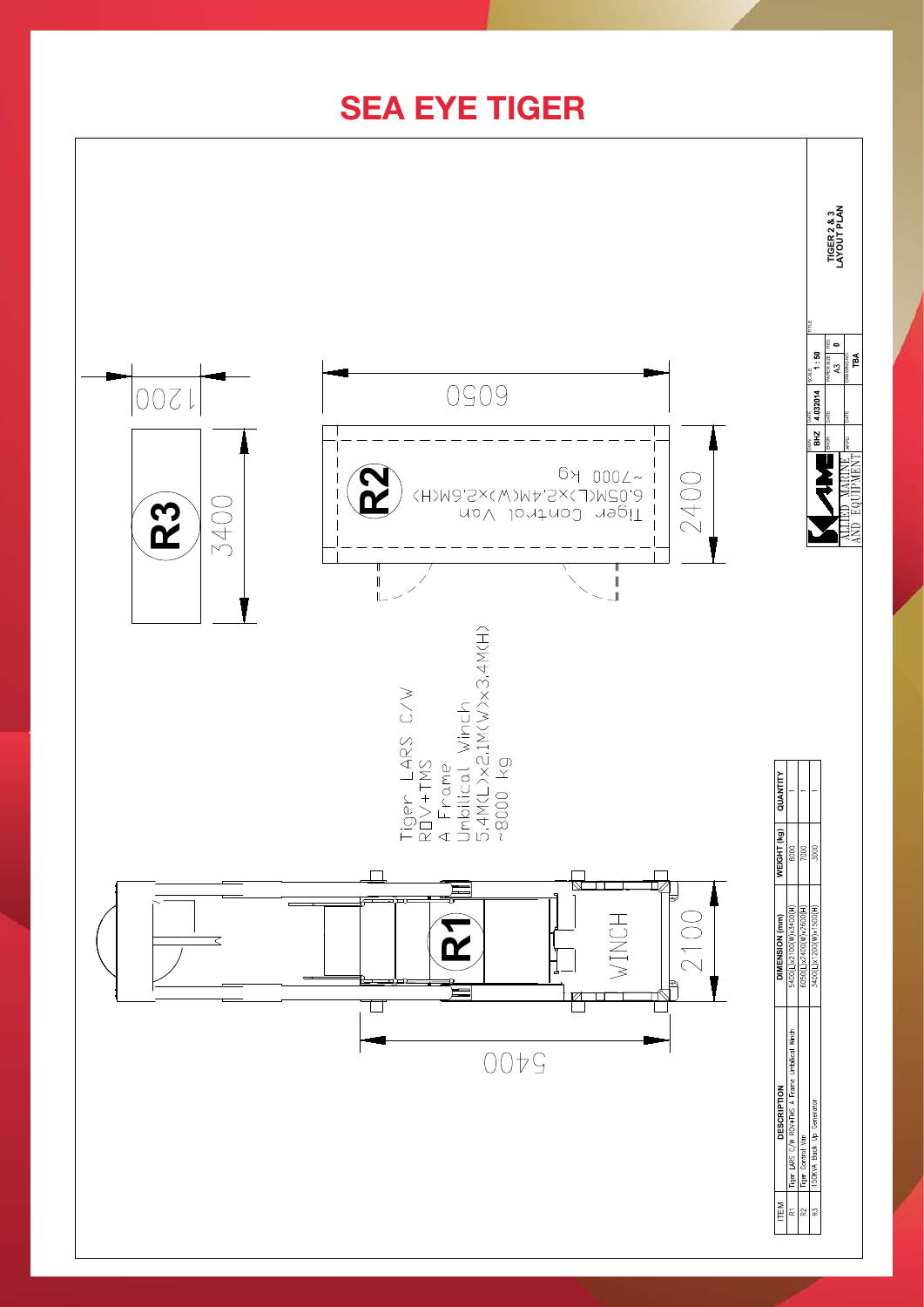# SEA EYE TIGER

R3

1200

3400

R2

Tiger Control Van
6.05M(L)x2.4M(W)x2.6M(H)
~7000 kg

6050

2400

Tiger LARS C/W
ROV+TMS
A Frame
Umbilical Winch
5.4M(L)x2.1M(W)x3.4M(H)
~8000 kg

R1

WINCH

2100

5400

| ITEM | DESCRIPTION | DIMENSION (mm) | WEIGHT (kg) | QUANTITY |
|---|---|---|---|---|
| R1 | Tiger LARS C/W ROV+TMS A Frame Umbilical Winch | 5400(L)x2100(W)x3400(H) | 8000 | 1 |
| R2 | Tiger Control Van | 6050(L)x2400(W)x2600(H) | 7000 | 1 |
| R3 | 150KVA Back Up Generator | 3400(L)x1200(W)x1500(H) | 3000 | 1 |

ALLIED MARINE AND EQUIPMENT

| | | | | | |
|---|---|---|---|---|---|
| DWN | BHZ | DATE | 4.032014 | SCALE | 1 : 50 |
| CHKD | | DATE | | PAPER SIZE | A3 |
| APPD | | DATE | | REV | 0 |
| | | | | DRAWING NO. | TBA |

TITLE
TIGER 2 & 3
LAYOUT PLAN